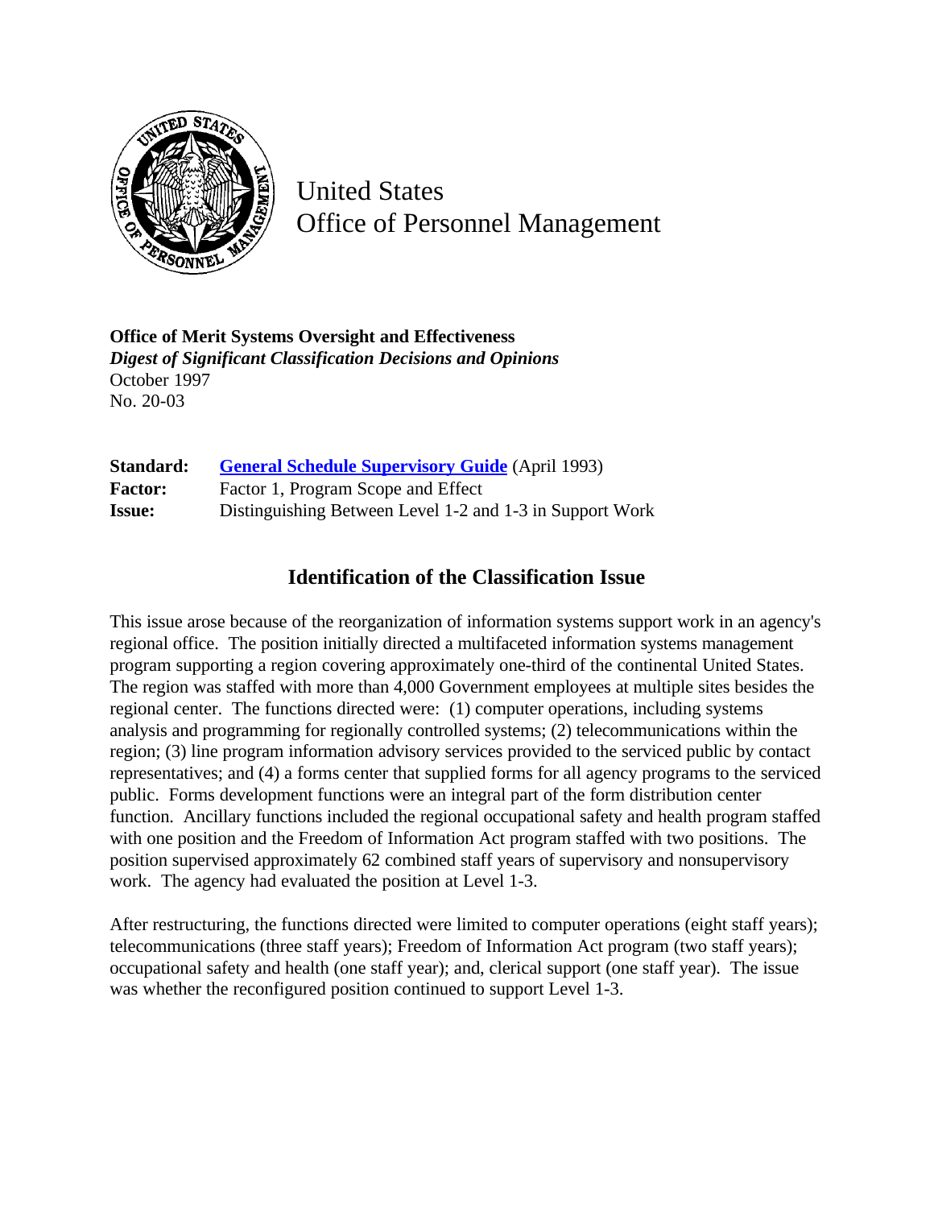United States
Office of Personnel Management

**Office of Merit Systems Oversight and Effectiveness**
***Digest of Significant Classification Decisions and Opinions***
October 1997
No. 20-03

| | |
|---|---|
| **Standard:** | **General Schedule Supervisory Guide** (April 1993) |
| **Factor:** | Factor 1, Program Scope and Effect |
| **Issue:** | Distinguishing Between Level 1-2 and 1-3 in Support Work |

## Identification of the Classification Issue

This issue arose because of the reorganization of information systems support work in an agency's regional office. The position initially directed a multifaceted information systems management program supporting a region covering approximately one-third of the continental United States. The region was staffed with more than 4,000 Government employees at multiple sites besides the regional center. The functions directed were: (1) computer operations, including systems analysis and programming for regionally controlled systems; (2) telecommunications within the region; (3) line program information advisory services provided to the serviced public by contact representatives; and (4) a forms center that supplied forms for all agency programs to the serviced public. Forms development functions were an integral part of the form distribution center function. Ancillary functions included the regional occupational safety and health program staffed with one position and the Freedom of Information Act program staffed with two positions. The position supervised approximately 62 combined staff years of supervisory and nonsupervisory work. The agency had evaluated the position at Level 1-3.

After restructuring, the functions directed were limited to computer operations (eight staff years); telecommunications (three staff years); Freedom of Information Act program (two staff years); occupational safety and health (one staff year); and, clerical support (one staff year). The issue was whether the reconfigured position continued to support Level 1-3.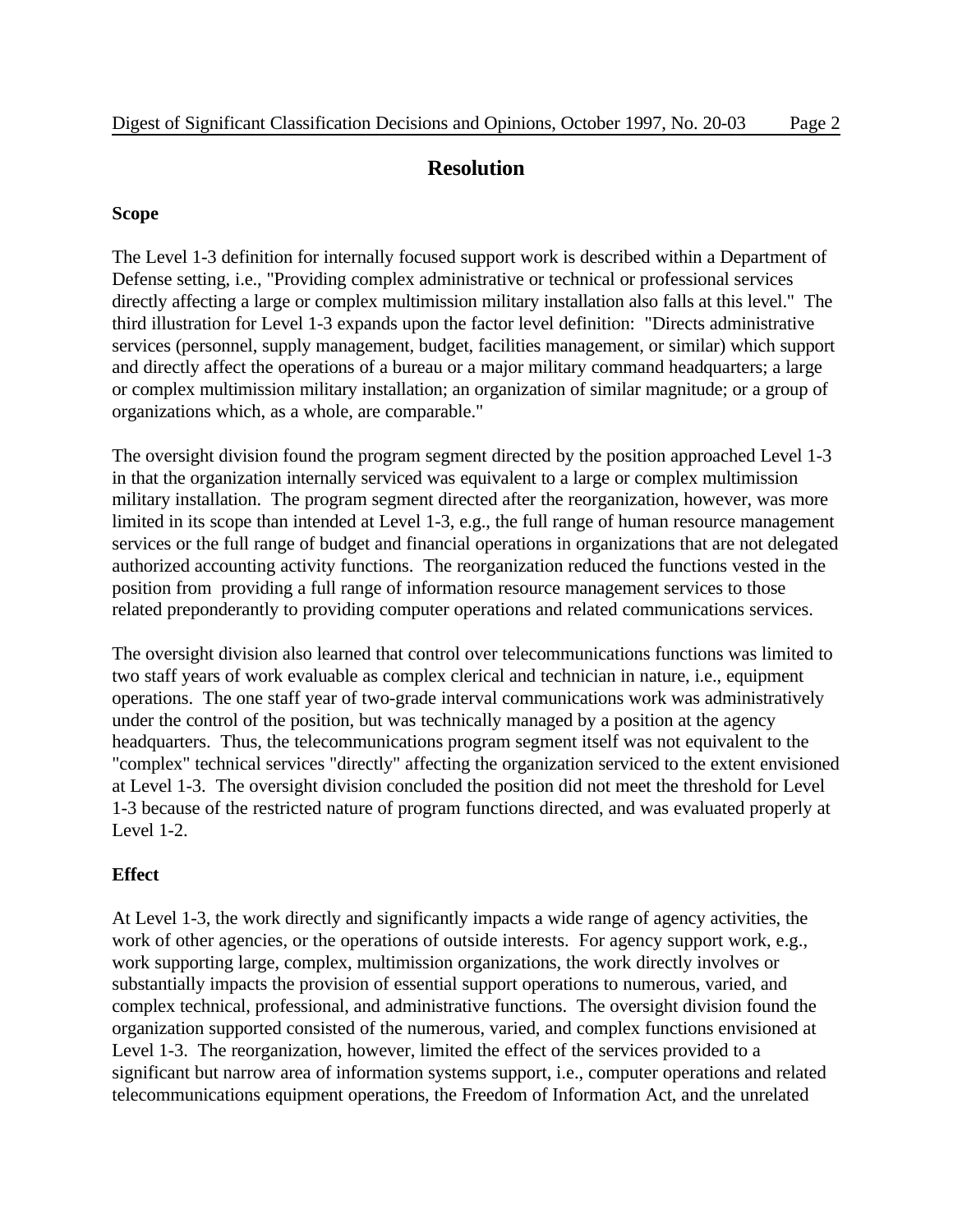## Resolution

### Scope

The Level 1-3 definition for internally focused support work is described within a Department of Defense setting, i.e., "Providing complex administrative or technical or professional services directly affecting a large or complex multimission military installation also falls at this level." The third illustration for Level 1-3 expands upon the factor level definition: "Directs administrative services (personnel, supply management, budget, facilities management, or similar) which support and directly affect the operations of a bureau or a major military command headquarters; a large or complex multimission military installation; an organization of similar magnitude; or a group of organizations which, as a whole, are comparable."

The oversight division found the program segment directed by the position approached Level 1-3 in that the organization internally serviced was equivalent to a large or complex multimission military installation. The program segment directed after the reorganization, however, was more limited in its scope than intended at Level 1-3, e.g., the full range of human resource management services or the full range of budget and financial operations in organizations that are not delegated authorized accounting activity functions. The reorganization reduced the functions vested in the position from providing a full range of information resource management services to those related preponderantly to providing computer operations and related communications services.

The oversight division also learned that control over telecommunications functions was limited to two staff years of work evaluable as complex clerical and technician in nature, i.e., equipment operations. The one staff year of two-grade interval communications work was administratively under the control of the position, but was technically managed by a position at the agency headquarters. Thus, the telecommunications program segment itself was not equivalent to the "complex" technical services "directly" affecting the organization serviced to the extent envisioned at Level 1-3. The oversight division concluded the position did not meet the threshold for Level 1-3 because of the restricted nature of program functions directed, and was evaluated properly at Level 1-2.

### Effect

At Level 1-3, the work directly and significantly impacts a wide range of agency activities, the work of other agencies, or the operations of outside interests. For agency support work, e.g., work supporting large, complex, multimission organizations, the work directly involves or substantially impacts the provision of essential support operations to numerous, varied, and complex technical, professional, and administrative functions. The oversight division found the organization supported consisted of the numerous, varied, and complex functions envisioned at Level 1-3. The reorganization, however, limited the effect of the services provided to a significant but narrow area of information systems support, i.e., computer operations and related telecommunications equipment operations, the Freedom of Information Act, and the unrelated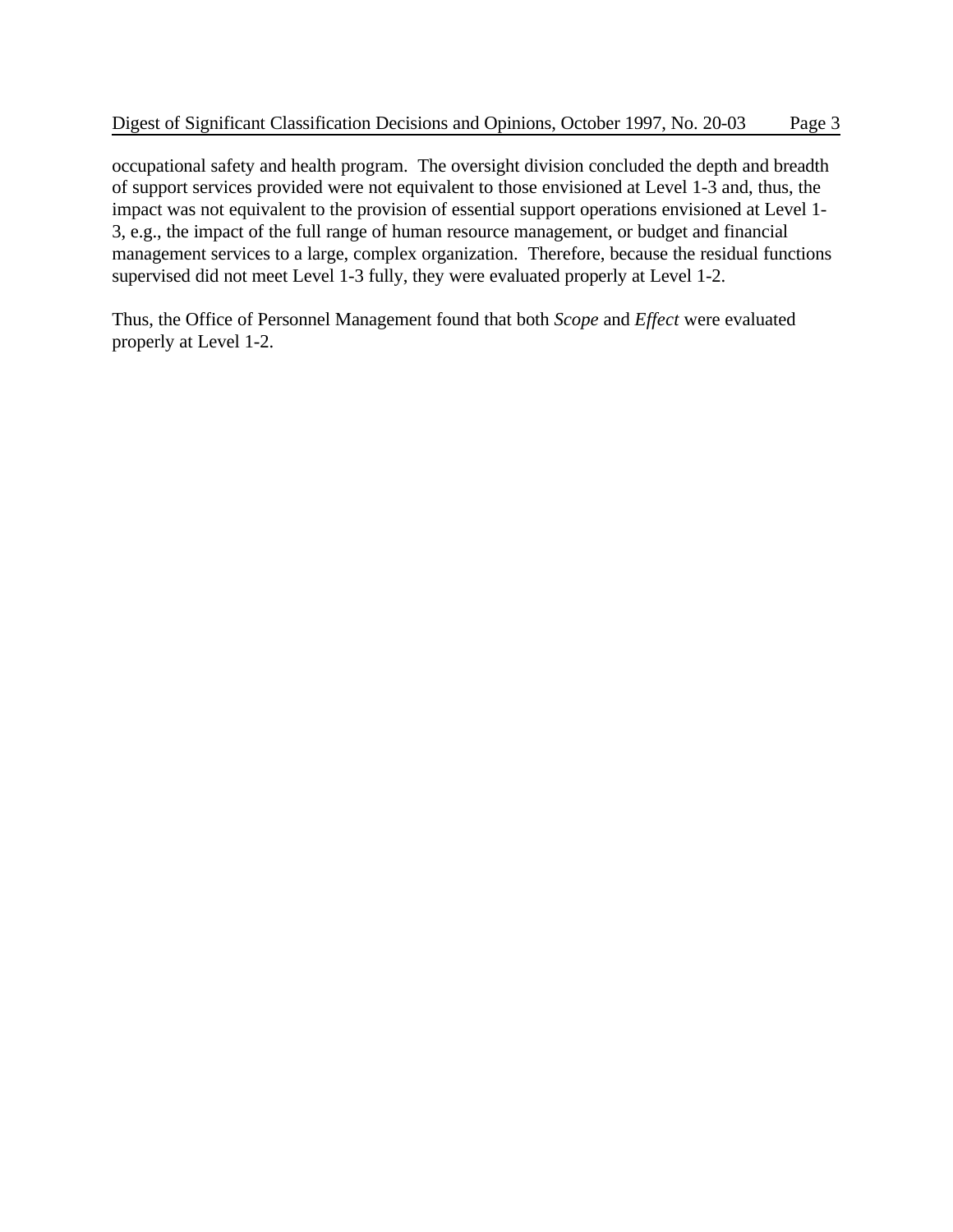occupational safety and health program. The oversight division concluded the depth and breadth of support services provided were not equivalent to those envisioned at Level 1-3 and, thus, the impact was not equivalent to the provision of essential support operations envisioned at Level 1-3, e.g., the impact of the full range of human resource management, or budget and financial management services to a large, complex organization. Therefore, because the residual functions supervised did not meet Level 1-3 fully, they were evaluated properly at Level 1-2.

Thus, the Office of Personnel Management found that both *Scope* and *Effect* were evaluated properly at Level 1-2.